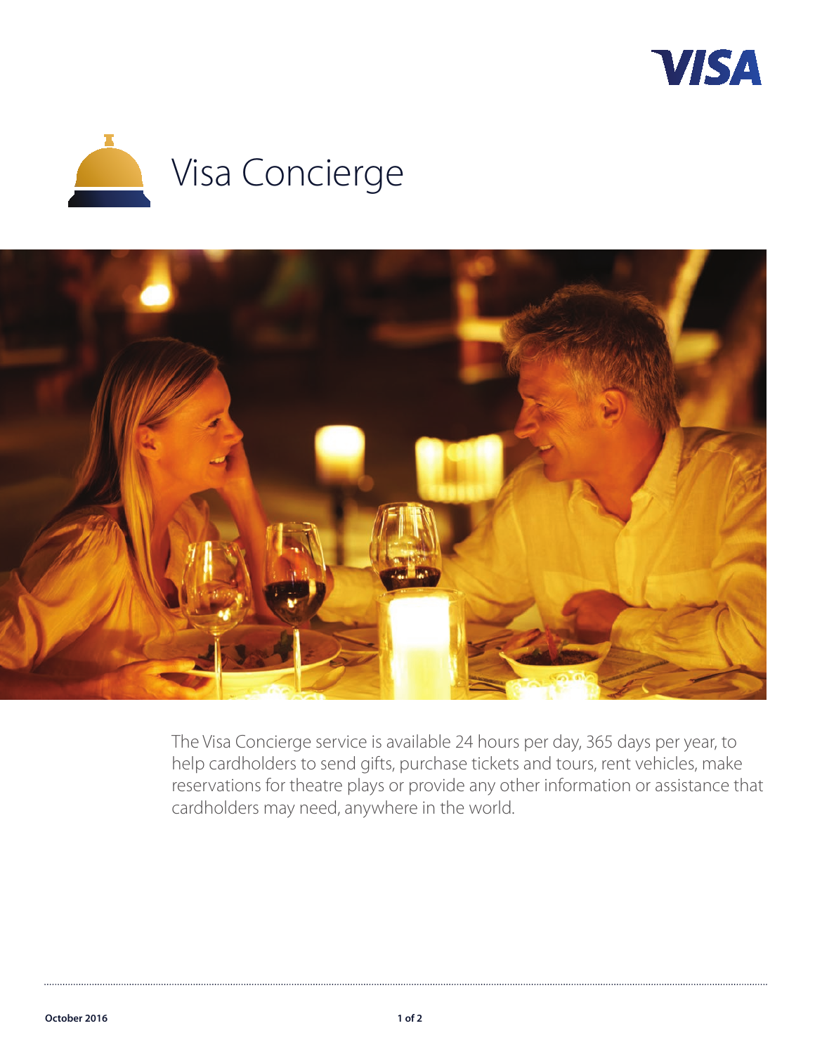# Visa Concierge

The Visa Concierge service is available 24 hours per day, 365 days per year, to help cardholders to send gifts, purchase tickets and tours, rent vehicles, make reservations for theatre plays or provide any other information or assistance that cardholders may need, anywhere in the world.

October 2016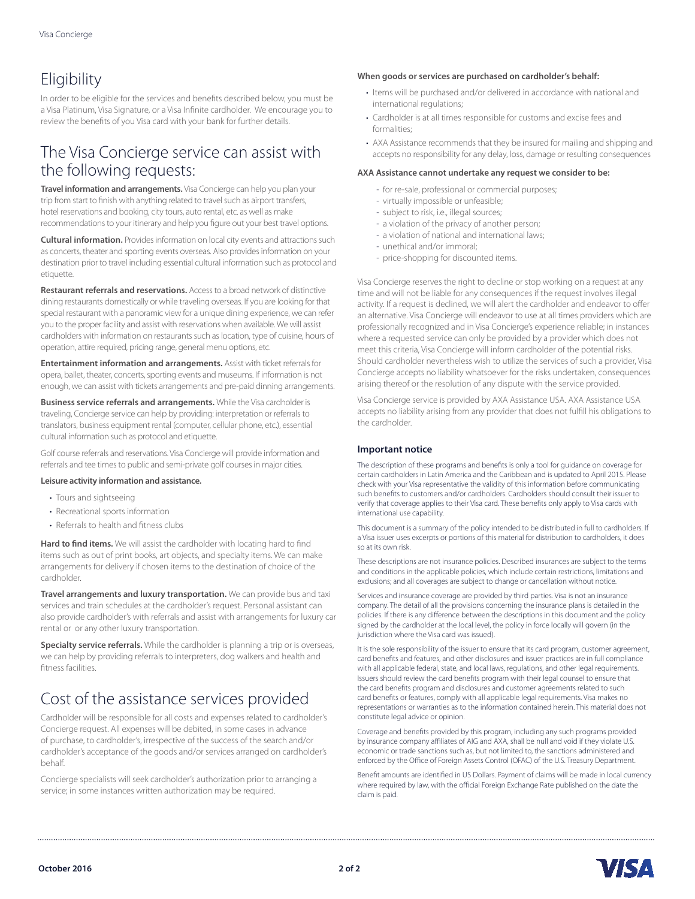# Eligibility

In order to be eligible for the services and benefits described below, you must be a Visa Platinum, Visa Signature, or a Visa Infinite cardholder. We encourage you to review the benefits of you Visa card with your bank for further details.

# The Visa Concierge service can assist with the following requests:

**Travel information and arrangements.** Visa Concierge can help you plan your trip from start to finish with anything related to travel such as airport transfers, hotel reservations and booking, city tours, auto rental, etc. as well as make recommendations to your itinerary and help you figure out your best travel options.

**Cultural information.** Provides information on local city events and attractions such as concerts, theater and sporting events overseas. Also provides information on your destination prior to travel including essential cultural information such as protocol and etiquette.

**Restaurant referrals and reservations.** Access to a broad network of distinctive dining restaurants domestically or while traveling overseas. If you are looking for that special restaurant with a panoramic view for a unique dining experience, we can refer you to the proper facility and assist with reservations when available. We will assist cardholders with information on restaurants such as location, type of cuisine, hours of operation, attire required, pricing range, general menu options, etc.

**Entertainment information and arrangements.** Assist with ticket referrals for opera, ballet, theater, concerts, sporting events and museums. If information is not enough, we can assist with tickets arrangements and pre-paid dinning arrangements.

**Business service referrals and arrangements.** While the Visa cardholder is traveling, Concierge service can help by providing: interpretation or referrals to translators, business equipment rental (computer, cellular phone, etc.), essential cultural information such as protocol and etiquette.

Golf course referrals and reservations. Visa Concierge will provide information and referrals and tee times to public and semi-private golf courses in major cities.

**Leisure activity information and assistance.**

- Tours and sightseeing
- Recreational sports information
- Referrals to health and fitness clubs

**Hard to find items.** We will assist the cardholder with locating hard to find items such as out of print books, art objects, and specialty items. We can make arrangements for delivery if chosen items to the destination of choice of the cardholder.

**Travel arrangements and luxury transportation.** We can provide bus and taxi services and train schedules at the cardholder's request. Personal assistant can also provide cardholder's with referrals and assist with arrangements for luxury car rental or or any other luxury transportation.

**Specialty service referrals.** While the cardholder is planning a trip or is overseas, we can help by providing referrals to interpreters, dog walkers and health and fitness facilities.

# Cost of the assistance services provided

Cardholder will be responsible for all costs and expenses related to cardholder's Concierge request. All expenses will be debited, in some cases in advance of purchase, to cardholder's, irrespective of the success of the search and/or cardholder's acceptance of the goods and/or services arranged on cardholder's behalf.

Concierge specialists will seek cardholder's authorization prior to arranging a service; in some instances written authorization may be required.

**When goods or services are purchased on cardholder's behalf:**

- Items will be purchased and/or delivered in accordance with national and international regulations;
- Cardholder is at all times responsible for customs and excise fees and formalities;
- AXA Assistance recommends that they be insured for mailing and shipping and accepts no responsibility for any delay, loss, damage or resulting consequences

**AXA Assistance cannot undertake any request we consider to be:**

- for re-sale, professional or commercial purposes;
- virtually impossible or unfeasible;
- subject to risk, i.e., illegal sources;
- a violation of the privacy of another person;
- a violation of national and international laws;
- unethical and/or immoral;
- price-shopping for discounted items.

Visa Concierge reserves the right to decline or stop working on a request at any time and will not be liable for any consequences if the request involves illegal activity. If a request is declined, we will alert the cardholder and endeavor to offer an alternative. Visa Concierge will endeavor to use at all times providers which are professionally recognized and in Visa Concierge's experience reliable; in instances where a requested service can only be provided by a provider which does not meet this criteria, Visa Concierge will inform cardholder of the potential risks. Should cardholder nevertheless wish to utilize the services of such a provider, Visa Concierge accepts no liability whatsoever for the risks undertaken, consequences arising thereof or the resolution of any dispute with the service provided.

Visa Concierge service is provided by AXA Assistance USA. AXA Assistance USA accepts no liability arising from any provider that does not fulfill his obligations to the cardholder.

### Important notice

The description of these programs and benefits is only a tool for guidance on coverage for certain cardholders in Latin America and the Caribbean and is updated to April 2015. Please check with your Visa representative the validity of this information before communicating such benefits to customers and/or cardholders. Cardholders should consult their issuer to verify that coverage applies to their Visa card. These benefits only apply to Visa cards with international use capability.

This document is a summary of the policy intended to be distributed in full to cardholders. If a Visa issuer uses excerpts or portions of this material for distribution to cardholders, it does so at its own risk.

These descriptions are not insurance policies. Described insurances are subject to the terms and conditions in the applicable policies, which include certain restrictions, limitations and exclusions; and all coverages are subject to change or cancellation without notice.

Services and insurance coverage are provided by third parties. Visa is not an insurance company. The detail of all the provisions concerning the insurance plans is detailed in the policies. If there is any difference between the descriptions in this document and the policy signed by the cardholder at the local level, the policy in force locally will govern (in the jurisdiction where the Visa card was issued).

It is the sole responsibility of the issuer to ensure that its card program, customer agreement, card benefits and features, and other disclosures and issuer practices are in full compliance with all applicable federal, state, and local laws, regulations, and other legal requirements. Issuers should review the card benefits program with their legal counsel to ensure that the card benefits program and disclosures and customer agreements related to such card benefits or features, comply with all applicable legal requirements. Visa makes no representations or warranties as to the information contained herein. This material does not constitute legal advice or opinion.

Coverage and benefits provided by this program, including any such programs provided by insurance company affiliates of AIG and AXA, shall be null and void if they violate U.S. economic or trade sanctions such as, but not limited to, the sanctions administered and enforced by the Office of Foreign Assets Control (OFAC) of the U.S. Treasury Department.

Benefit amounts are identified in US Dollars. Payment of claims will be made in local currency where required by law, with the official Foreign Exchange Rate published on the date the claim is paid.